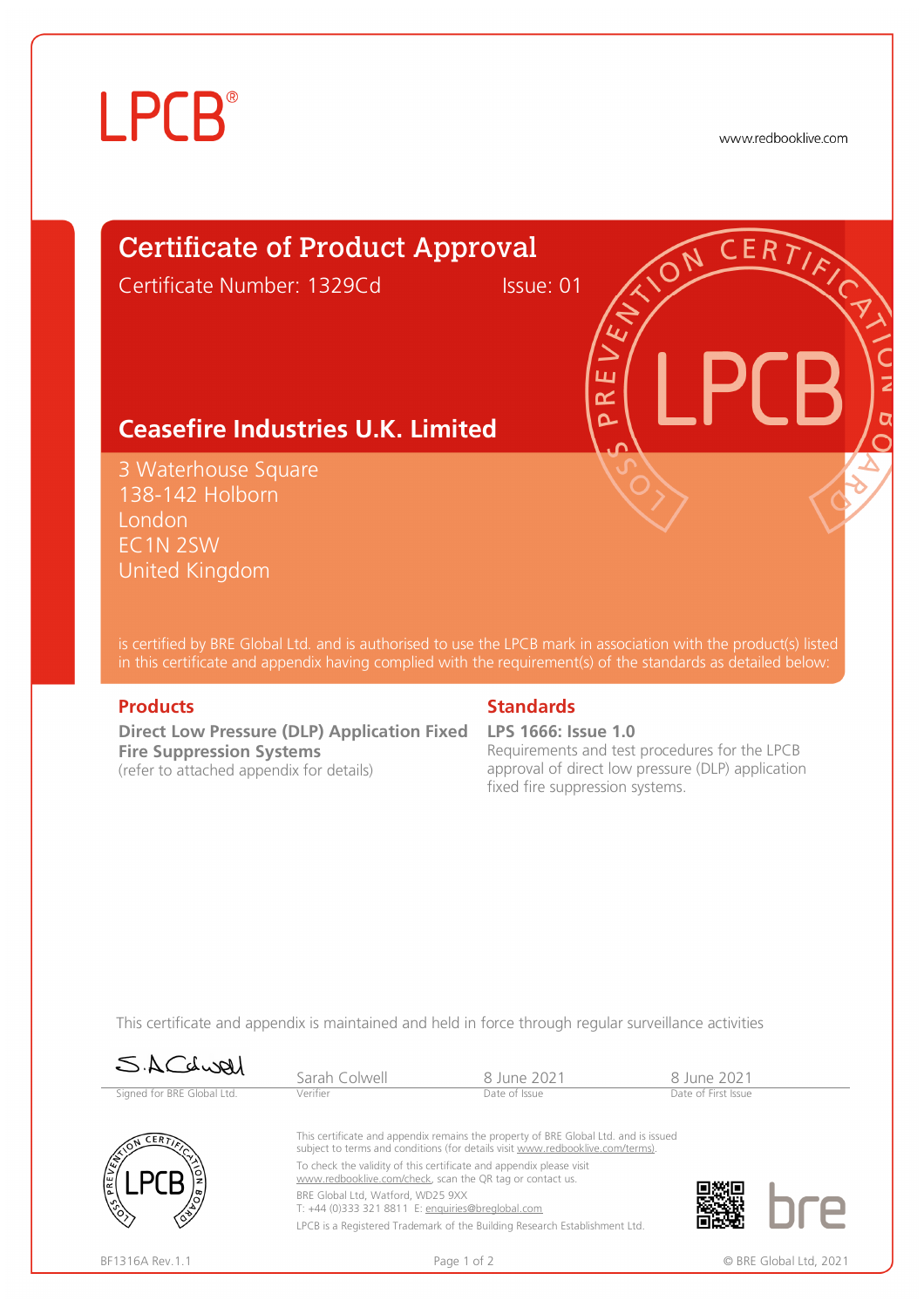LPCB®

www.redbooklive.com

# Certificate of Product Approval

Certificate Number: 1329Cd Issue: 01

## Ceasefire Industries U.K. Limited

3 Waterhouse Square
138-142 Holborn
London
EC1N 2SW
United Kingdom

is certified by BRE Global Ltd. and is authorised to use the LPCB mark in association with the product(s) listed in this certificate and appendix having complied with the requirement(s) of the standards as detailed below:

### Products

**Direct Low Pressure (DLP) Application Fixed Fire Suppression Systems**
(refer to attached appendix for details)

### Standards

**LPS 1666: Issue 1.0**
Requirements and test procedures for the LPCB approval of direct low pressure (DLP) application fixed fire suppression systems.

This certificate and appendix is maintained and held in force through regular surveillance activities

| S.A.Colwell | Sarah Colwell | 8 June 2021 | 8 June 2021 |
|---|---|---|---|
| Signed for BRE Global Ltd. | Verifier | Date of Issue | Date of First Issue |

This certificate and appendix remains the property of BRE Global Ltd. and is issued subject to terms and conditions (for details visit www.redbooklive.com/terms).

To check the validity of this certificate and appendix please visit www.redbooklive.com/check, scan the QR tag or contact us.

BRE Global Ltd, Watford, WD25 9XX
T: +44 (0)333 321 8811 E: enquiries@breglobal.com

LPCB is a Registered Trademark of the Building Research Establishment Ltd.

BF1316A Rev.1.1

© BRE Global Ltd, 2021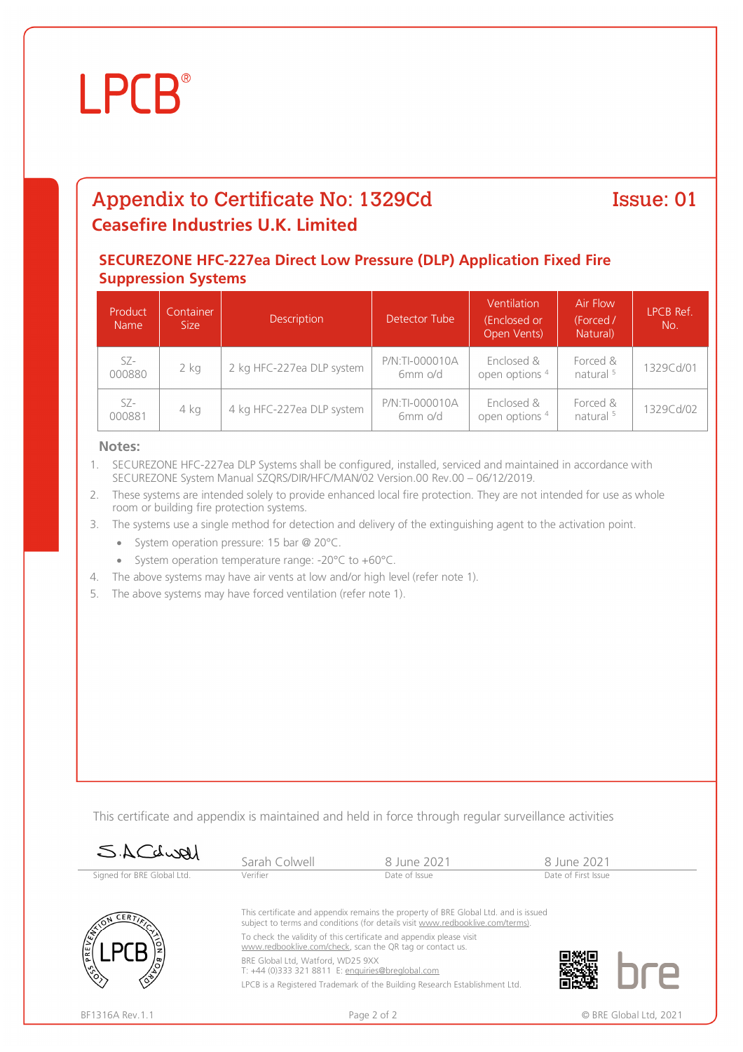LPCB®

# Appendix to Certificate No: 1329Cd

Issue: 01

## Ceasefire Industries U.K. Limited

### SECUREZONE HFC-227ea Direct Low Pressure (DLP) Application Fixed Fire Suppression Systems

| Product Name | Container Size | Description | Detector Tube | Ventilation (Enclosed or Open Vents) | Air Flow (Forced / Natural) | LPCB Ref. No. |
|---|---|---|---|---|---|---|
| SZ-000880 | 2 kg | 2 kg HFC-227ea DLP system | P/N:TI-000010A 6mm o/d | Enclosed & open options [4] | Forced & natural [5] | 1329Cd/01 |
| SZ-000881 | 4 kg | 4 kg HFC-227ea DLP system | P/N:TI-000010A 6mm o/d | Enclosed & open options [4] | Forced & natural [5] | 1329Cd/02 |

**Notes:**

1. SECUREZONE HFC-227ea DLP Systems shall be configured, installed, serviced and maintained in accordance with SECUREZONE System Manual SZQRS/DIR/HFC/MAN/02 Version.00 Rev.00 – 06/12/2019.
2. These systems are intended solely to provide enhanced local fire protection. They are not intended for use as whole room or building fire protection systems.
3. The systems use a single method for detection and delivery of the extinguishing agent to the activation point.
   - System operation pressure: 15 bar @ 20°C.
   - System operation temperature range: -20°C to +60°C.
4. The above systems may have air vents at low and/or high level (refer note 1).
5. The above systems may have forced ventilation (refer note 1).

This certificate and appendix is maintained and held in force through regular surveillance activities

| Signed for BRE Global Ltd. | Verifier | Date of Issue | Date of First Issue |
|---|---|---|---|
| S.A.Colwell | Sarah Colwell | 8 June 2021 | 8 June 2021 |

This certificate and appendix remains the property of BRE Global Ltd. and is issued subject to terms and conditions (for details visit www.redbooklive.com/terms).

To check the validity of this certificate and appendix please visit www.redbooklive.com/check, scan the QR tag or contact us.

BRE Global Ltd, Watford, WD25 9XX
T: +44 (0)333 321 8811 E: enquiries@breglobal.com

LPCB is a Registered Trademark of the Building Research Establishment Ltd.

BF1316A Rev.1.1

© BRE Global Ltd, 2021